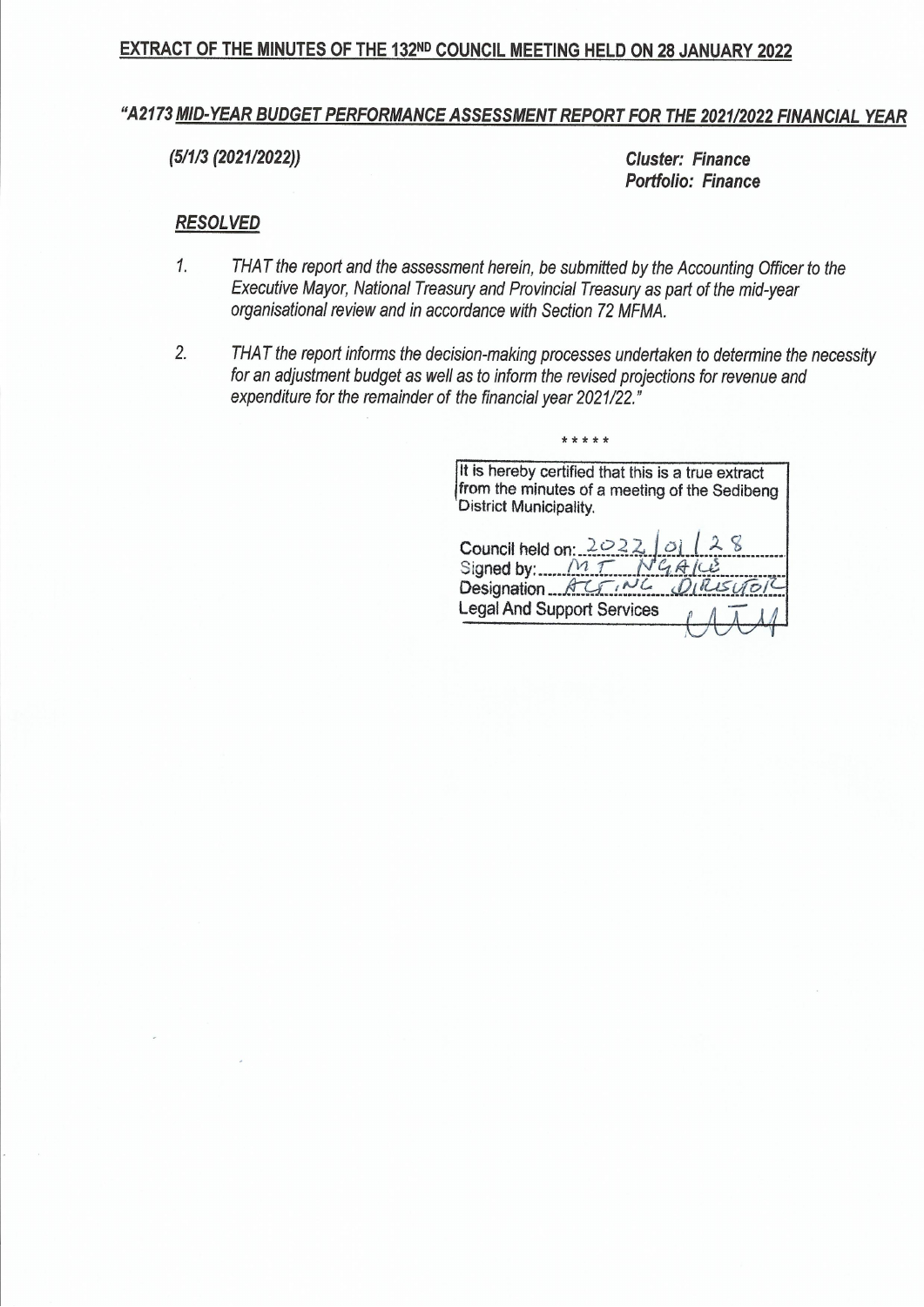## EXTRACT OF THE MINUTES OF THE 132ND COUNCIL MEETING HELD ON 28 JANUARY 2022

***"A2173 MID-YEAR BUDGET PERFORMANCE ASSESSMENT REPORT FOR THE 2021/2022 FINANCIAL YEAR***

***(5/1/3 (2021/2022))***

***Cluster: Finance***
***Portfolio: Finance***

***RESOLVED***

1. *THAT the report and the assessment herein, be submitted by the Accounting Officer to the Executive Mayor, National Treasury and Provincial Treasury as part of the mid-year organisational review and in accordance with Section 72 MFMA.*

2. *THAT the report informs the decision-making processes undertaken to determine the necessity for an adjustment budget as well as to inform the revised projections for revenue and expenditure for the remainder of the financial year 2021/22."*

\*\*\*\*\*

It is hereby certified that this is a true extract from the minutes of a meeting of the Sedibeng District Municipality.

Council held on: 2022/01/28
Signed by: MT NGAKE
Designation: ACTING DIRECTOR
Legal And Support Services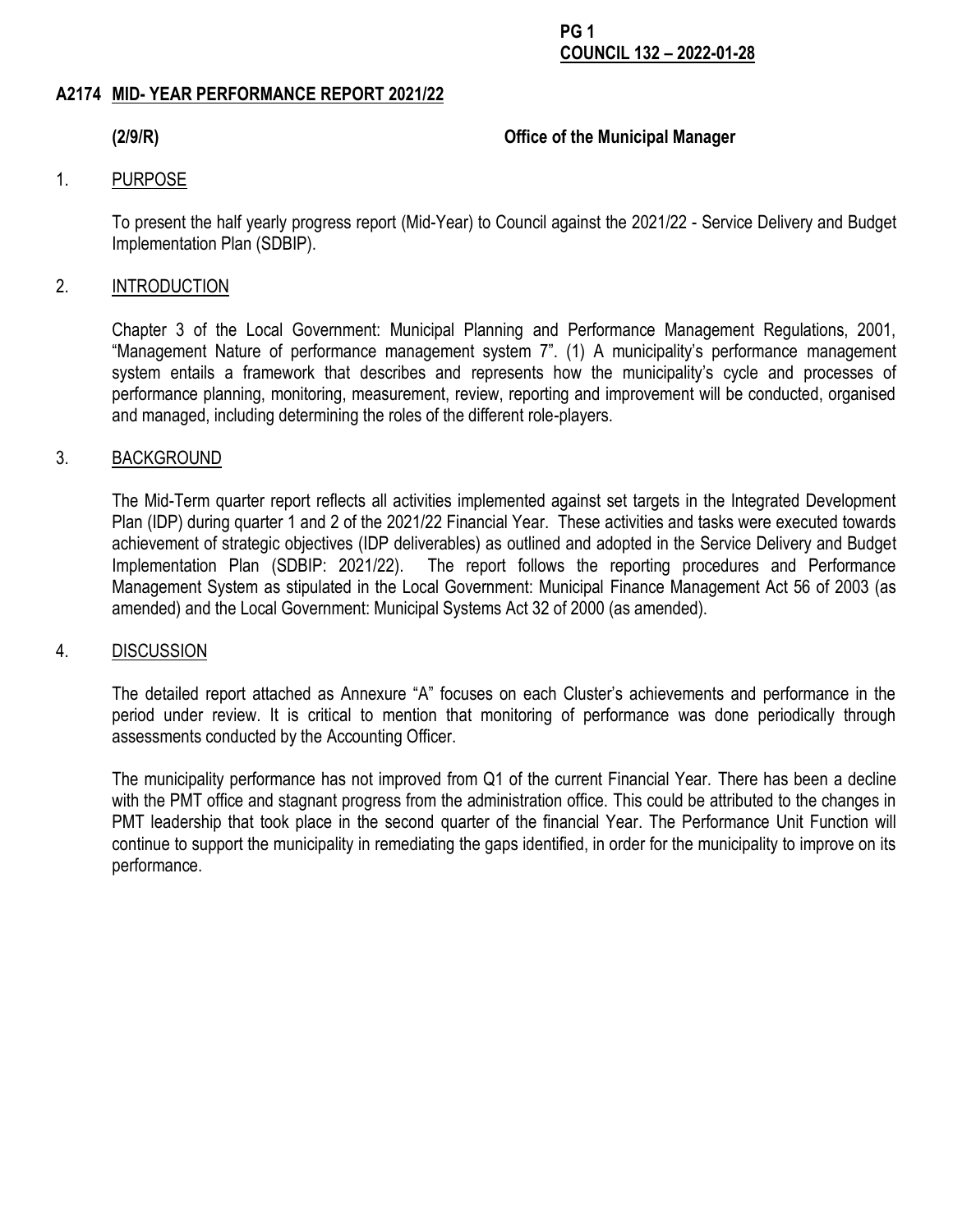## A2174 MID- YEAR PERFORMANCE REPORT 2021/22

**(2/9/R)** **Office of the Municipal Manager**

1. PURPOSE

   To present the half yearly progress report (Mid-Year) to Council against the 2021/22 - Service Delivery and Budget Implementation Plan (SDBIP).

2. INTRODUCTION

   Chapter 3 of the Local Government: Municipal Planning and Performance Management Regulations, 2001, "Management Nature of performance management system 7". (1) A municipality's performance management system entails a framework that describes and represents how the municipality's cycle and processes of performance planning, monitoring, measurement, review, reporting and improvement will be conducted, organised and managed, including determining the roles of the different role-players.

3. BACKGROUND

   The Mid-Term quarter report reflects all activities implemented against set targets in the Integrated Development Plan (IDP) during quarter 1 and 2 of the 2021/22 Financial Year. These activities and tasks were executed towards achievement of strategic objectives (IDP deliverables) as outlined and adopted in the Service Delivery and Budget Implementation Plan (SDBIP: 2021/22). The report follows the reporting procedures and Performance Management System as stipulated in the Local Government: Municipal Finance Management Act 56 of 2003 (as amended) and the Local Government: Municipal Systems Act 32 of 2000 (as amended).

4. DISCUSSION

   The detailed report attached as Annexure "A" focuses on each Cluster's achievements and performance in the period under review. It is critical to mention that monitoring of performance was done periodically through assessments conducted by the Accounting Officer.

   The municipality performance has not improved from Q1 of the current Financial Year. There has been a decline with the PMT office and stagnant progress from the administration office. This could be attributed to the changes in PMT leadership that took place in the second quarter of the financial Year. The Performance Unit Function will continue to support the municipality in remediating the gaps identified, in order for the municipality to improve on its performance.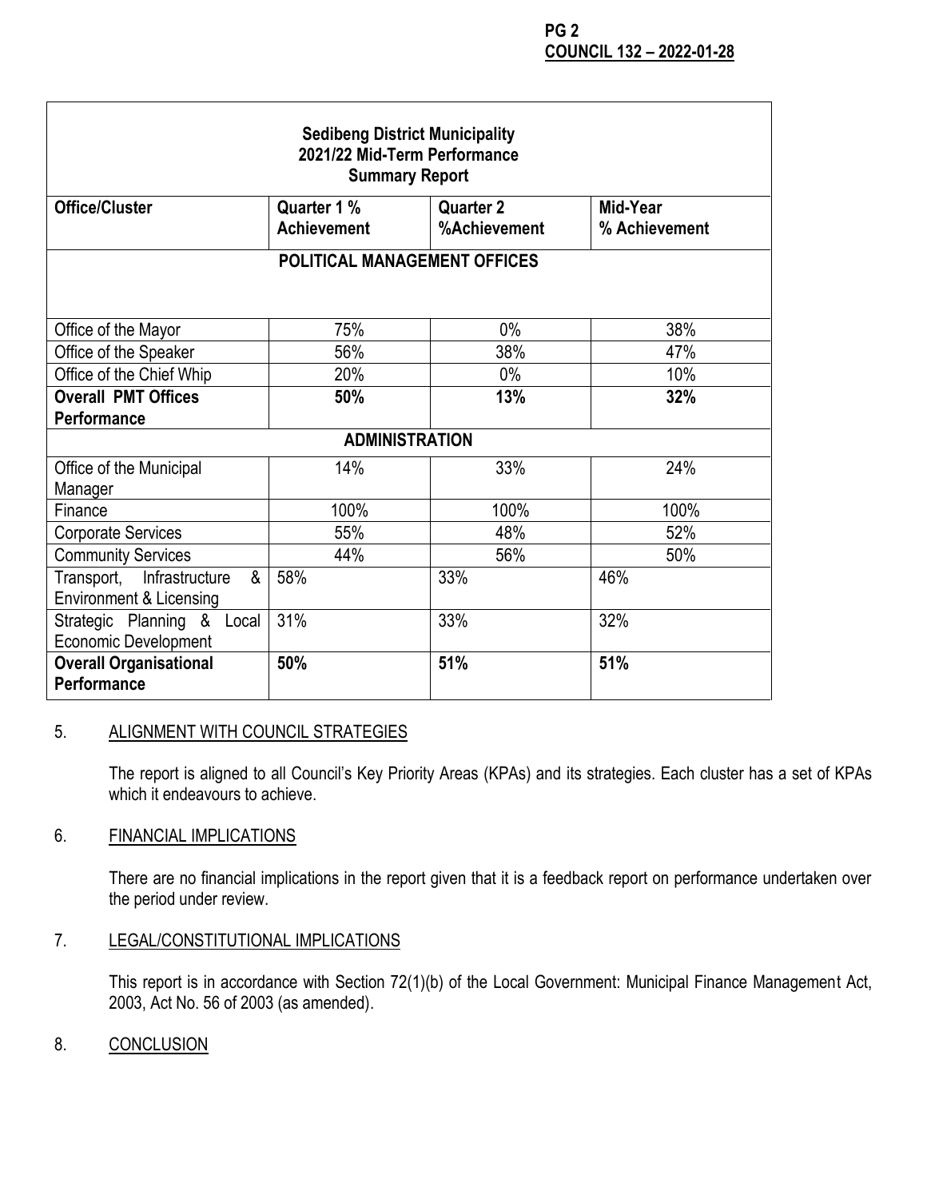| Sedibeng District Municipality 2021/22 Mid-Term Performance Summary Report | | | |
|---|---|---|---|
| **Office/Cluster** | **Quarter 1 % Achievement** | **Quarter 2 %Achievement** | **Mid-Year % Achievement** |
| **POLITICAL MANAGEMENT OFFICES** | | | |
| Office of the Mayor | 75% | 0% | 38% |
| Office of the Speaker | 56% | 38% | 47% |
| Office of the Chief Whip | 20% | 0% | 10% |
| **Overall PMT Offices Performance** | **50%** | **13%** | **32%** |
| **ADMINISTRATION** | | | |
| Office of the Municipal Manager | 14% | 33% | 24% |
| Finance | 100% | 100% | 100% |
| Corporate Services | 55% | 48% | 52% |
| Community Services | 44% | 56% | 50% |
| Transport, Infrastructure & Environment & Licensing | 58% | 33% | 46% |
| Strategic Planning & Local Economic Development | 31% | 33% | 32% |
| **Overall Organisational Performance** | **50%** | **51%** | **51%** |

## 5. ALIGNMENT WITH COUNCIL STRATEGIES

The report is aligned to all Council's Key Priority Areas (KPAs) and its strategies. Each cluster has a set of KPAs which it endeavours to achieve.

## 6. FINANCIAL IMPLICATIONS

There are no financial implications in the report given that it is a feedback report on performance undertaken over the period under review.

## 7. LEGAL/CONSTITUTIONAL IMPLICATIONS

This report is in accordance with Section 72(1)(b) of the Local Government: Municipal Finance Management Act, 2003, Act No. 56 of 2003 (as amended).

## 8. CONCLUSION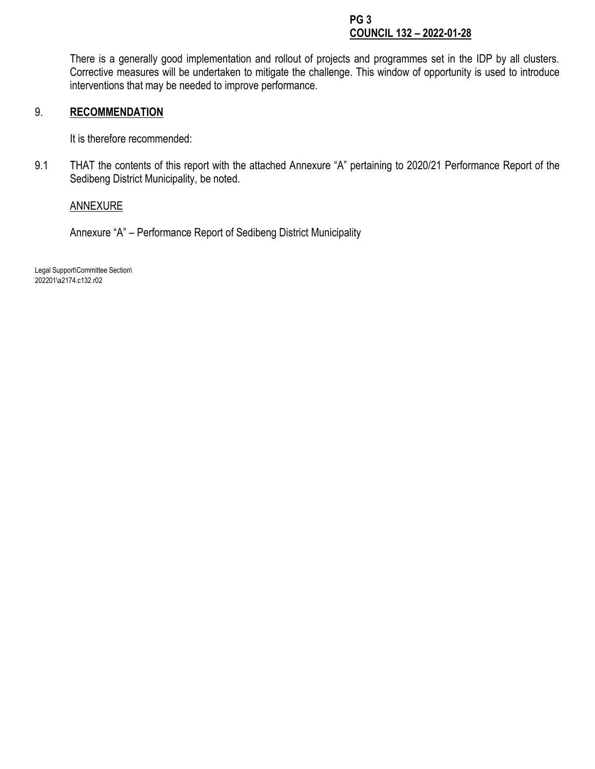There is a generally good implementation and rollout of projects and programmes set in the IDP by all clusters. Corrective measures will be undertaken to mitigate the challenge. This window of opportunity is used to introduce interventions that may be needed to improve performance.

## 9. **RECOMMENDATION**

It is therefore recommended:

9.1 THAT the contents of this report with the attached Annexure "A" pertaining to 2020/21 Performance Report of the Sedibeng District Municipality, be noted.

ANNEXURE

Annexure "A" – Performance Report of Sedibeng District Municipality

Legal Support\Committee Section\
202201\a2174.c132.r02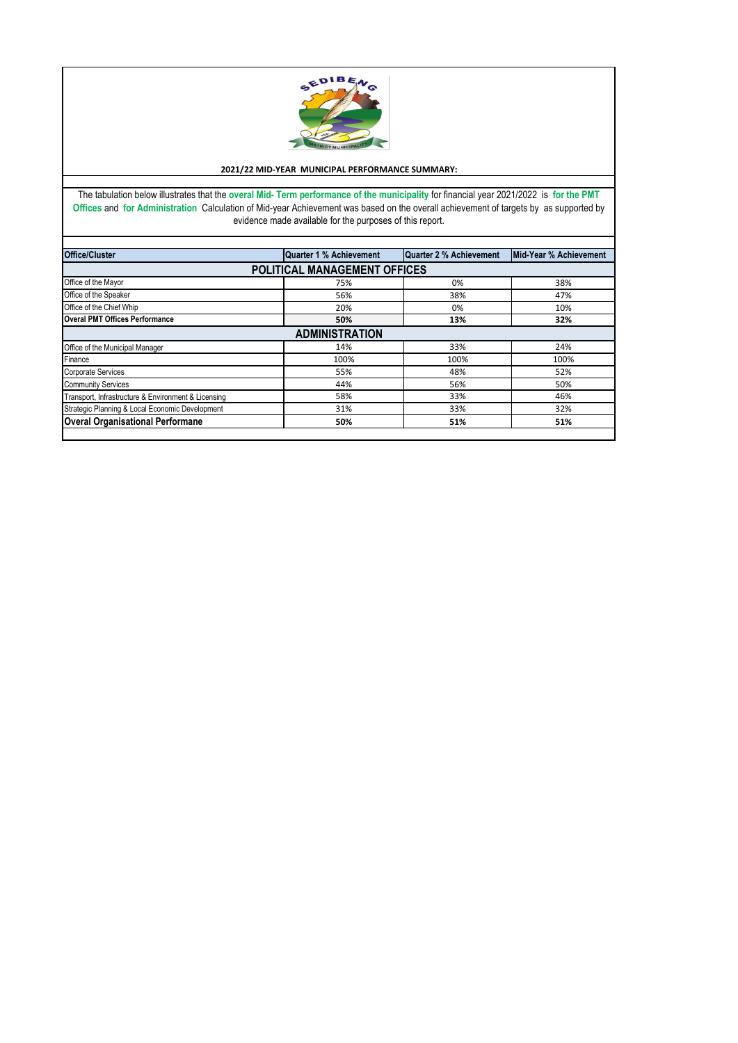**2021/22 MID-YEAR MUNICIPAL PERFORMANCE SUMMARY:**

The tabulation below illustrates that the **overal Mid- Term performance of the municipality** for financial year 2021/2022 is **for the PMT Offices** and **for Administration** Calculation of Mid-year Achievement was based on the overall achievement of targets by as supported by evidence made available for the purposes of this report.

| Office/Cluster | Quarter 1 % Achievement | Quarter 2 % Achievement | Mid-Year % Achievement |
|---|---|---|---|
| **POLITICAL MANAGEMENT OFFICES** | | | |
| Office of the Mayor | 75% | 0% | 38% |
| Office of the Speaker | 56% | 38% | 47% |
| Office of the Chief Whip | 20% | 0% | 10% |
| **Overal PMT Offices Performance** | **50%** | **13%** | **32%** |
| **ADMINISTRATION** | | | |
| Office of the Municipal Manager | 14% | 33% | 24% |
| Finance | 100% | 100% | 100% |
| Corporate Services | 55% | 48% | 52% |
| Community Services | 44% | 56% | 50% |
| Transport, Infrastructure & Environment & Licensing | 58% | 33% | 46% |
| Strategic Planning & Local Economic Development | 31% | 33% | 32% |
| **Overal Organisational Performane** | **50%** | **51%** | **51%** |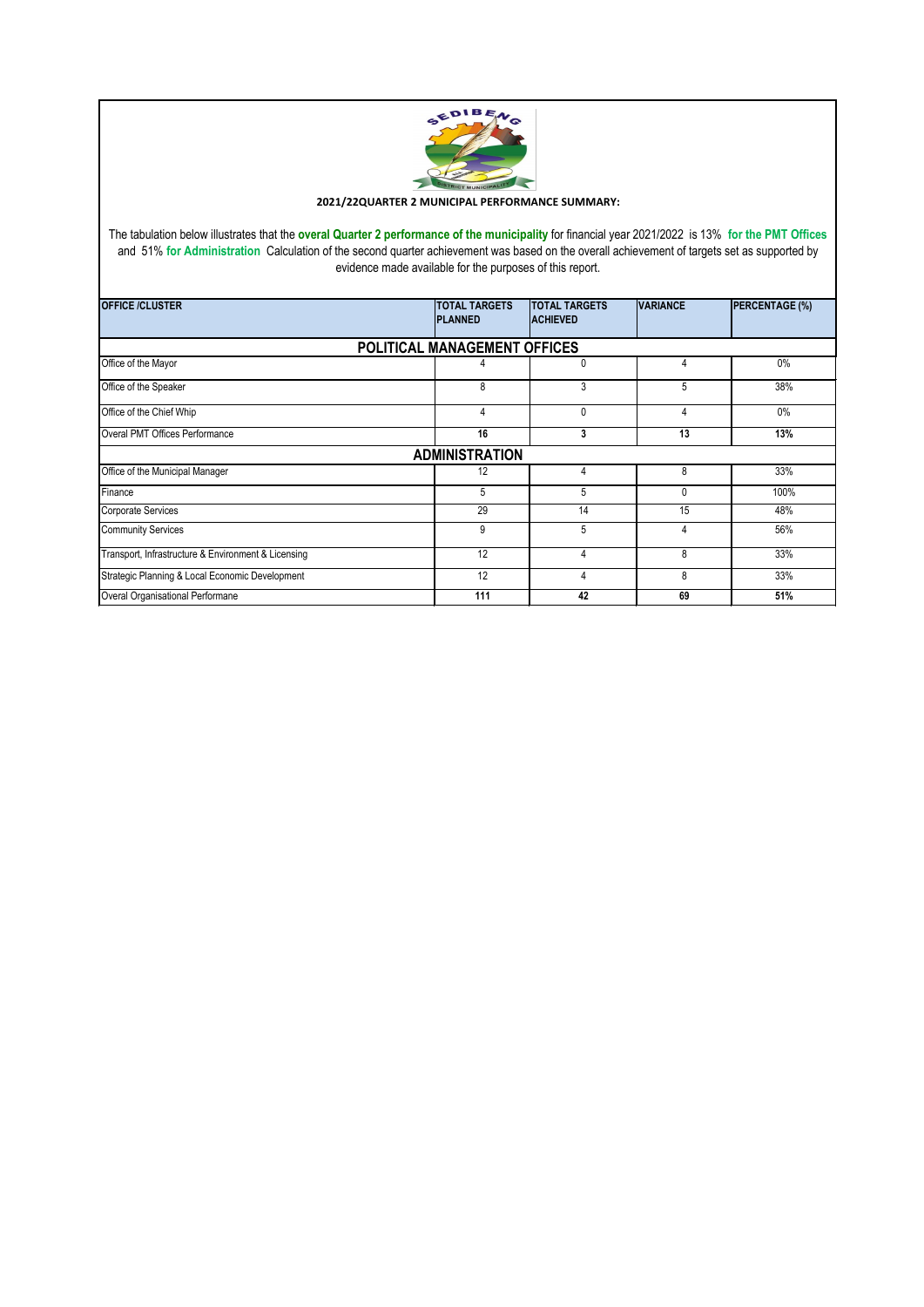## 2021/22QUARTER 2 MUNICIPAL PERFORMANCE SUMMARY:

The tabulation below illustrates that the **overal Quarter 2 performance of the municipality** for financial year 2021/2022 is 13% **for the PMT Offices** and 51% **for Administration** Calculation of the second quarter achievement was based on the overall achievement of targets set as supported by evidence made available for the purposes of this report.

| OFFICE /CLUSTER | TOTAL TARGETS PLANNED | TOTAL TARGETS ACHIEVED | VARIANCE | PERCENTAGE (%) |
|---|---|---|---|---|
| **POLITICAL MANAGEMENT OFFICES** | | | | |
| Office of the Mayor | 4 | 0 | 4 | 0% |
| Office of the Speaker | 8 | 3 | 5 | 38% |
| Office of the Chief Whip | 4 | 0 | 4 | 0% |
| Overal PMT Offices Performance | **16** | **3** | **13** | **13%** |
| **ADMINISTRATION** | | | | |
| Office of the Municipal Manager | 12 | 4 | 8 | 33% |
| Finance | 5 | 5 | 0 | 100% |
| Corporate Services | 29 | 14 | 15 | 48% |
| Community Services | 9 | 5 | 4 | 56% |
| Transport, Infrastructure & Environment & Licensing | 12 | 4 | 8 | 33% |
| Strategic Planning & Local Economic Development | 12 | 4 | 8 | 33% |
| Overal Organisational Performane | **111** | **42** | **69** | **51%** |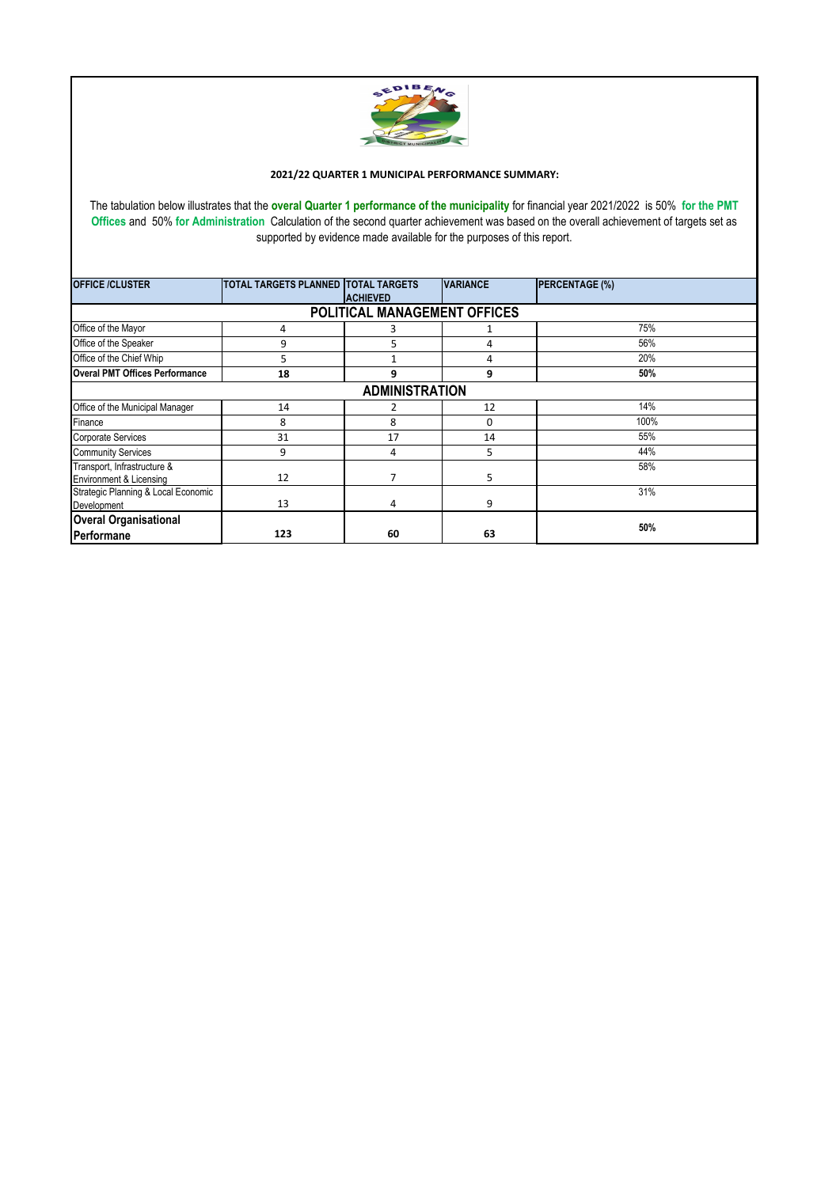## 2021/22 QUARTER 1 MUNICIPAL PERFORMANCE SUMMARY:

The tabulation below illustrates that the **overal Quarter 1 performance of the municipality** for financial year 2021/2022 is 50% **for the PMT Offices** and 50% **for Administration** Calculation of the second quarter achievement was based on the overall achievement of targets set as supported by evidence made available for the purposes of this report.

| OFFICE /CLUSTER | TOTAL TARGETS PLANNED | TOTAL TARGETS ACHIEVED | VARIANCE | PERCENTAGE (%) |
|---|---|---|---|---|
| **POLITICAL MANAGEMENT OFFICES** | | | | |
| Office of the Mayor | 4 | 3 | 1 | 75% |
| Office of the Speaker | 9 | 5 | 4 | 56% |
| Office of the Chief Whip | 5 | 1 | 4 | 20% |
| **Overal PMT Offices Performance** | **18** | **9** | **9** | **50%** |
| **ADMINISTRATION** | | | | |
| Office of the Municipal Manager | 14 | 2 | 12 | 14% |
| Finance | 8 | 8 | 0 | 100% |
| Corporate Services | 31 | 17 | 14 | 55% |
| Community Services | 9 | 4 | 5 | 44% |
| Transport, Infrastructure & Environment & Licensing | 12 | 7 | 5 | 58% |
| Strategic Planning & Local Economic Development | 13 | 4 | 9 | 31% |
| **Overal Organisational Performane** | **123** | **60** | **63** | **50%** |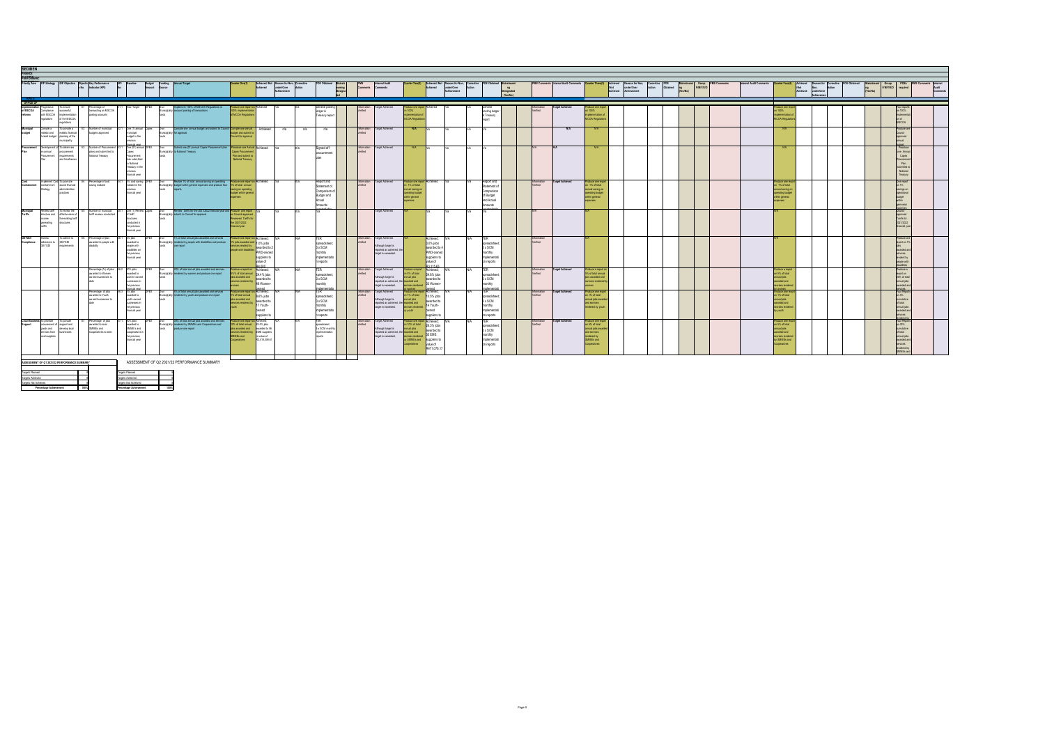**SEDIBENG**

**Finance**

**Performance**

**OFFICE OF …**

| Priority Area | IDP Strategy | IDP Objective | Objective No. | Key Performance Indicator (KPI) | KPI No. | Baseline | Budget Amount | Funding Source | Annual Target | Quarter One(1) | Achieved/Not Achieved | Reason for Non-Achievement | Corrective Action | POE Obtained | PMS Comments | Internal Audit Comments | Quarter Two(2) | Achieved/Not Achieved | Reason for Non-Achievement | Corrective Action | POE Obtained | PMS Comments | Internal Audit Comments | Quarter Three(3) | Quarter Four(4) |
|---|---|---|---|---|---|---|---|---|---|---|---|---|---|---|---|---|---|---|---|---|---|---|---|---|---|
| Implementation of MSCOA reforms | Progressive Compliance with MSCOA Regulations | To ensure successful implementation of the MSCOA regulations | B7 | Percentage of transacting on MSCOA posting accounts | 6.1 | New Target | OPEX | Own Municipality funds | Implement 100% of MSCOA Regulations on transact posting of transactions | Produce one report on 100% implementation of MSCOA Regulations | Achieved | N/A | N/A | General posting ledger & Treasury report | Information Verified | Target Achieved | Produce one report on 100% implementation of MSCOA Regulations | Achieved | N/A | N/A | General posting ledger & Treasury report | Information Verified | Target Achieved | Produce one report on 100% implementation of MSCOA Regulations | Produce one report on 100% implementation of MSCOA Regulations |
| Municipal budget | Compile a realistic and funded budget | To provide a realistic financial planning of the municipality | B8 | Number of municipal budgets approved | 6.2 | One (1) annual municipal budget in the previous financial year | Capex | Own Municipality funds | Compile one annual budget and submit to Council for approval | Compile one annual budget and submit to Council for approval | Achieved | n/a | n/a | n/a | Information Verified | Target Achieved | N/A | N/A | N/A | N/A | N/A | | N/A | N/A | Produce and submit annual budget |
| Procurement Plan | Development of an annual Procurement Plan | To determine procurement requirements and timeframes | B9 | Number of Procurement plans and submitted to National Treasury | 6.3 | One (1) annual Capex procurement plan submitted to National Treasury in the previous financial year | OPEX | Own Municipality funds | Submit one (01) annual Capex Procurement Plan to National Treasury | Produce one Annual Capex Procurement Plan and submit to National Treasury | Achieved | N/A | N/A | Signed-off procurement plan | Information Verified | Target Achieved | N/A | N/A | N/A | N/A | N/A | N/A | N/A | N/A | Produce one Annual Capex Procurement Plan submitted to National Treasury |
| Cost Containment | Implement Cost Containment Strategy | To promote sound financial administration practices | B10 | Percentage of cost saving realized | 6.4 | 5% cost saving realised in the previous financial year | Opex | Own Municipality funds | Realise 1% of total annual saving on operating budget within general expenses and produce four reports | Produce one report on 1% of total annual saving on operating budget within general expenses | Achieved | N/A | N/A | Report and Statement of Comparison of Budget and Actual Amounts | Information Verified | Target Achieved | Produce one report on 1% of total annual saving on operating budget within general expenses | Achieved | N/A | N/A | Report and Statement of Comparison of Budget and Actual Amounts | Information Verified | Target Achieved | Produce one report on 1% of total annual saving on operating budget within general expenses | Produce one report on 1% of total annual saving on operating budget within general expenses |
| Municipal Tariffs | Review tariff structure and income generating tariffs | To increase the effectiveness of the existing tariff structures | B11 | Number of municipal tariff reviews conducted | 6.5 | One (1) Review of tariff structures conducted in the previous financial year | Capex | Own Municipality funds | Review tariffs for the 2021/2022 financial year and submit to Council for approval | Produce one report to Council approved Reviewed Tariffs for the 2021/2022 financial year | N/A | N/A | N/A | N/A | | Target Achieved | N/A | N/A | N/A | N/A | N/A | N/A | | N/A | Council approved Tariffs for 2021/2022 financial year |
| 30% PDO Compliance | Monitor adherence to 30% PDO | To adhere to 30% PDO requirements | B12 | Percentage of jobs awarded to people with disability | 6.6 | 3% jobs awarded to people with disabilities in the previous financial year | OPEX | Own Municipality funds | 1% of total annual jobs awarded and services rendered by people with disabilities and produce one report | Produce one report on 1% jobs awarded and services rendered by people with disabilities | Achieved: 1.0% jobs awarded to 2 PWD-owned suppliers to value of R4 600 | N/A | N/A | FER spreadsheet; 3 x SCM monthly implementation reports | Information Verified | Target Achieved Although target is reported as achieved, the target is exceeded. | N/A | Achieved: 3.0% jobs awarded to 4 PWD-owned suppliers to value of R3 113.83 | N/A | N/A | FER spreadsheet; 3 x SCM monthly implementation reports | Information Verified | | N/A | Produce one report on 1% jobs awarded and services rendered by people with disabilities |
| | | | | Percentage (%) of jobs awarded to Women owned businesses to date | 6.7 | 20% jobs awarded to women owned businesses in the previous financial year | OPEX | Own Municipality funds | 20% of total annual jobs awarded and services rendered by women and produce one report | Produce a report on 5% of total annual jobs awarded and services rendered by women | Achieved: 24.4% jobs awarded to 68 Women-owned suppliers | N/A | N/A | FER spreadsheet; 3 x SCM monthly implementation reports | Information Verified | Target Achieved Although target is reported as achieved, the target is exceeded. | Produce a report on 5% of total annual jobs awarded and services rendered by women | Achieved: 24.0% jobs awarded to 70 Women-owned suppliers | N/A | N/A | FER spreadsheet; 3 x SCM monthly implementation reports | Information Verified | Target Achieved | Produce a report on 5% of total annual jobs awarded and services rendered by women | Produce a report on 20% of total annual jobs awarded and services rendered by women |
| | | | | Percentage of jobs awarded to Youth owned businesses to date | 6.8 | 5% jobs awarded to youth owned businesses in the previous financial year | OPEX | Own Municipality funds | 5% of total annual jobs awarded and services rendered by youth and produce one report | Produce one report on 1% of total annual jobs awarded and services rendered by youth | Achieved: 8.6% jobs awarded to 17 Youth-owned suppliers | N/A | N/A | FER spreadsheet; 3 x SCM monthly implementation reports | Information Verified | Target Achieved Although target is reported as achieved, the target is exceeded. | Produce one report on 1% of total annual jobs awarded and services rendered by youth | Achieved: 13.5% jobs awarded to 14 Youth-owned suppliers | N/A | N/A | FER spreadsheet; 3 x SCM monthly implementation reports | Information Verified | Target Achieved | Produce one report on 1% of total annual jobs awarded and services rendered by youth | Four Reports on 5% cumulative of total annual jobs awarded and services rendered by youth |
| Local Business Support | To prioritise procurement of goods and services from local suppliers | To provide support and develop local businesses | B7 | Percentage of jobs awarded to local SMMEs and Cooperatives to date | 7.1 | 30% jobs awarded to SMMEs and Cooperatives in the previous financial year | OPEX | Own Municipality funds | 30% of total annual jobs awarded and services rendered by SMMEs and Cooperatives and produce one report | Produce one report on 30% of total annual jobs awarded and services rendered by SMMEs and Cooperatives | Achieved: 39.4% jobs awarded to 96 SMME suppliers to value of R2 416 308.61 | N/A | N/A | FER spreadsheet; 3 x SCM monthly implementation reports | Information Verified | Target Achieved Although target is reported as achieved, the target is exceeded. | Produce one report on 10% of total annual jobs awarded and services rendered by SMMEs and Cooperatives | Achieved: 26.3% jobs awarded to 26 SMME suppliers to value of R471 070.17 | N/A | N/A | FER spreadsheet; 3 x SCM monthly implementation reports | Information Verified | Target Achieved | Produce one report on 8% of total annual jobs awarded and services rendered by SMMEs and Cooperatives | Four Reports on 30% cumulative of total annual jobs awarded and services rendered by SMMEs and Cooperatives |

**ASSESSMENT OF Q1 2021/22 PERFORMANCE SUMMARY**

| | |
|---|---|
| Targets Planned | 8 |
| Targets Achieved | 8 |
| Targets Not Achieved | 0 |
| **Percentage Achievement** | **100%** |

**ASSESSMENT OF Q2 2021/22 PERFORMANCE SUMMARY**

| | |
|---|---|
| Targets Planned | 5 |
| Targets Achieved | 5 |
| Targets Not Achieved | 0 |
| **Percentage Achievement** | **100%** |